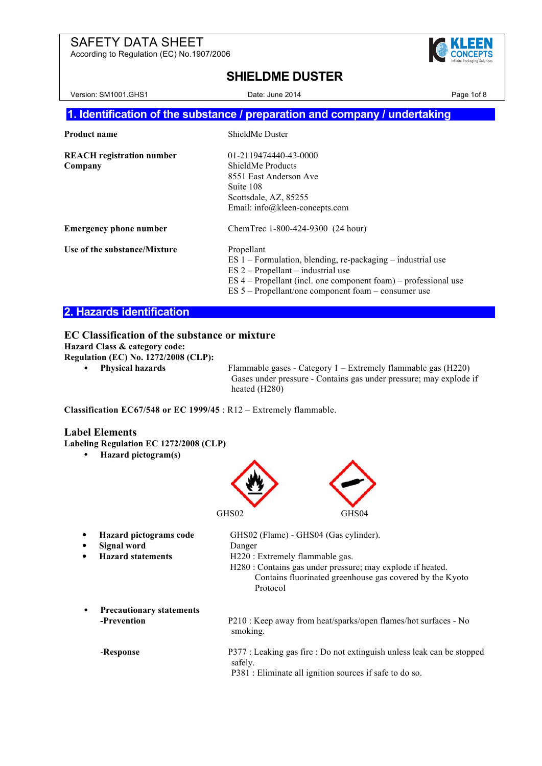# SAFETY DATA SHEET

According to Regulation (EC) No.1907/2006

## SHIELDME DUSTER

Version: SM1001.GHS1 Date: June 2014

## 1. Identification of the substance / preparation and company / undertaking

| | |
|---|---|
| **Product name** | ShieldMe Duster |
| **REACH registration number** | 01-2119474440-43-0000 |
| **Company** | ShieldMe Products<br>8551 East Anderson Ave<br>Suite 108<br>Scottsdale, AZ, 85255<br>Email: info@kleen-concepts.com |
| **Emergency phone number** | ChemTrec 1-800-424-9300 (24 hour) |
| **Use of the substance/Mixture** | Propellant<br>ES 1 – Formulation, blending, re-packaging – industrial use<br>ES 2 – Propellant – industrial use<br>ES 4 – Propellant (incl. one component foam) – professional use<br>ES 5 – Propellant/one component foam – consumer use |

## 2. Hazards identification

### EC Classification of the substance or mixture

**Hazard Class & category code:**
**Regulation (EC) No. 1272/2008 (CLP):**

- **Physical hazards** — Flammable gases - Category 1 – Extremely flammable gas (H220)
  Gases under pressure - Contains gas under pressure; may explode if heated (H280)

**Classification EC67/548 or EC 1999/45** : R12 – Extremely flammable.

### Label Elements

**Labeling Regulation EC 1272/2008 (CLP)**

- **Hazard pictogram(s)**

GHS02 GHS04

- **Hazard pictograms code** — GHS02 (Flame) - GHS04 (Gas cylinder).
- **Signal word** — Danger
- **Hazard statements** — H220 : Extremely flammable gas.
  H280 : Contains gas under pressure; may explode if heated.
  Contains fluorinated greenhouse gas covered by the Kyoto Protocol

- **Precautionary statements**
  **-Prevention** — P210 : Keep away from heat/sparks/open flames/hot surfaces - No smoking.

  **-Response** — P377 : Leaking gas fire : Do not extinguish unless leak can be stopped safely.
  P381 : Eliminate all ignition sources if safe to do so.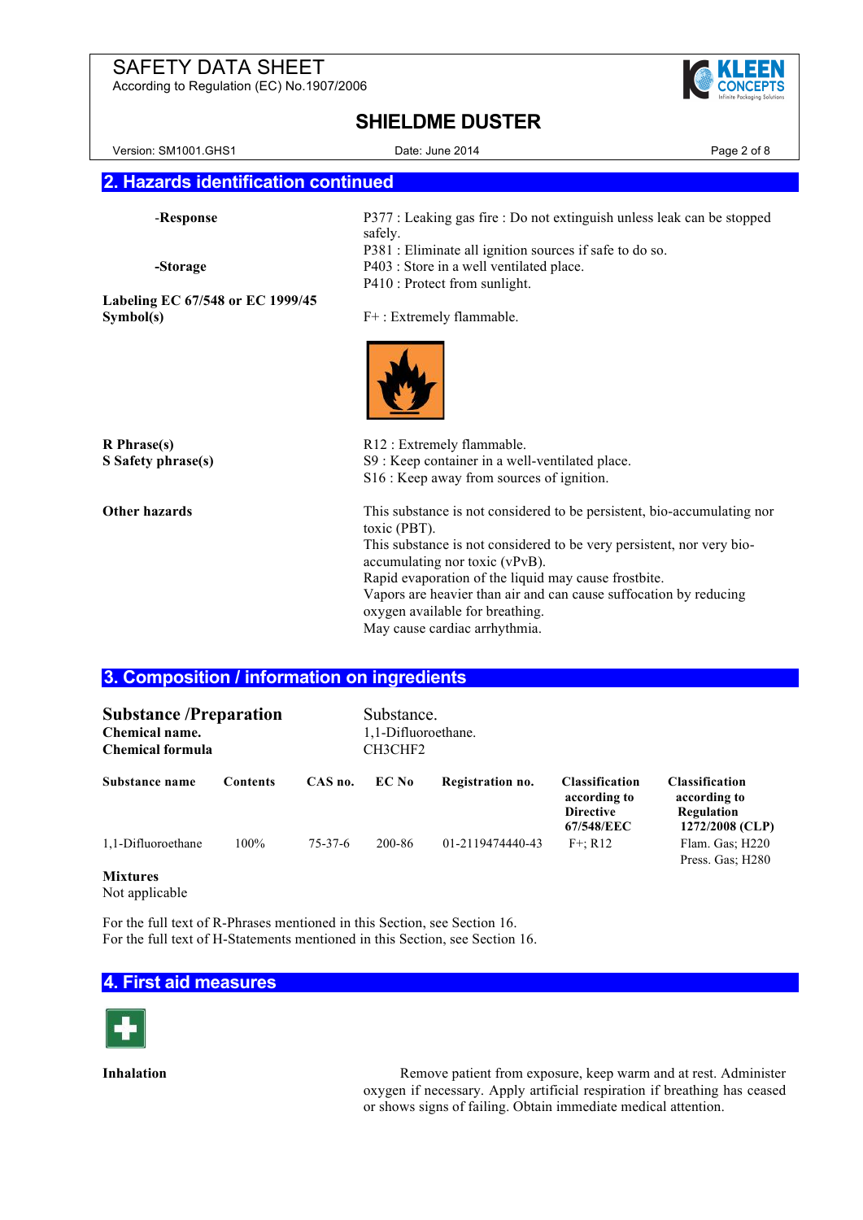## 2. Hazards identification continued

**-Response** 

P377 : Leaking gas fire : Do not extinguish unless leak can be stopped safely.
P381 : Eliminate all ignition sources if safe to do so.

**-Storage** 

P403 : Store in a well ventilated place.
P410 : Protect from sunlight.

**Labeling EC 67/548 or EC 1999/45 Symbol(s)** 

F+ : Extremely flammable.

**R Phrase(s)** 

R12 : Extremely flammable.

**S Safety phrase(s)** 

S9 : Keep container in a well-ventilated place.
S16 : Keep away from sources of ignition.

**Other hazards** 

This substance is not considered to be persistent, bio-accumulating nor toxic (PBT).
This substance is not considered to be very persistent, nor very bio-accumulating nor toxic (vPvB).
Rapid evaporation of the liquid may cause frostbite.
Vapors are heavier than air and can cause suffocation by reducing oxygen available for breathing.
May cause cardiac arrhythmia.

## 3. Composition / information on ingredients

**Substance /Preparation** Substance.
**Chemical name.** 1,1-Difluoroethane.
**Chemical formula** $CH_3CHF_2$

| Substance name | Contents | CAS no. | EC No | Registration no. | Classification according to Directive 67/548/EEC | Classification according to Regulation 1272/2008 (CLP) |
|---|---|---|---|---|---|---|
| 1,1-Difluoroethane | 100% | 75-37-6 | 200-86 | 01-2119474440-43 | F+; R12 | Flam. Gas; H220<br>Press. Gas; H280 |

**Mixtures**
Not applicable

For the full text of R-Phrases mentioned in this Section, see Section 16.
For the full text of H-Statements mentioned in this Section, see Section 16.

## 4. First aid measures

**Inhalation** 

Remove patient from exposure, keep warm and at rest. Administer oxygen if necessary. Apply artificial respiration if breathing has ceased or shows signs of failing. Obtain immediate medical attention.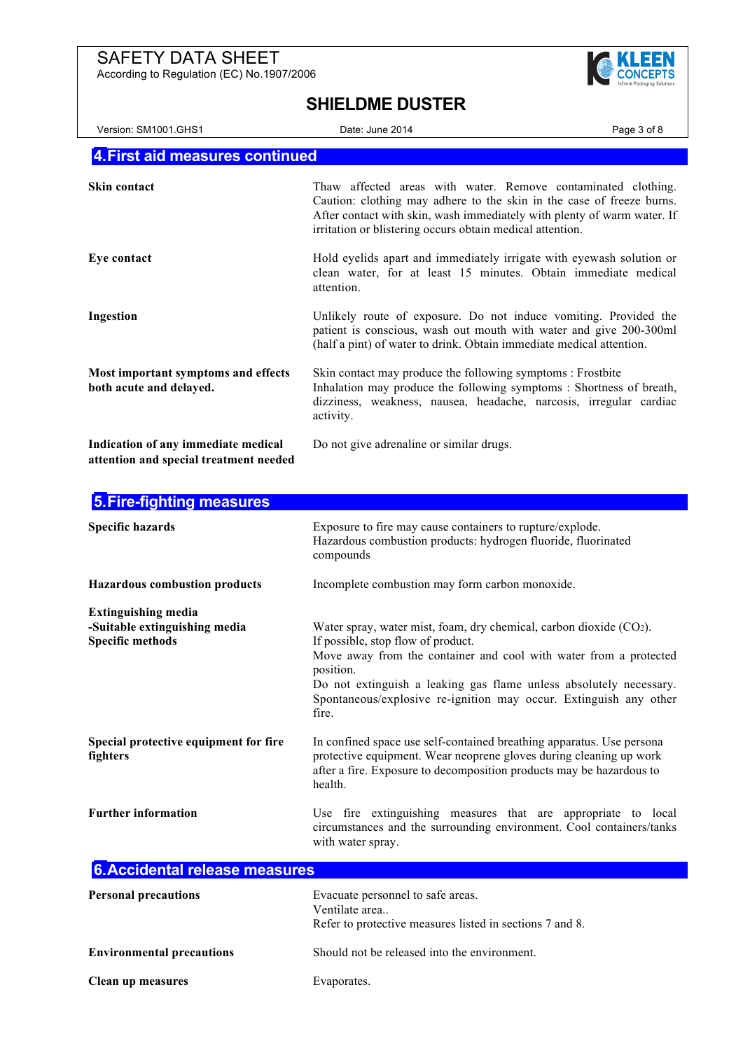## 4.First aid measures continued

| | |
|---|---|
| **Skin contact** | Thaw affected areas with water. Remove contaminated clothing. Caution: clothing may adhere to the skin in the case of freeze burns. After contact with skin, wash immediately with plenty of warm water. If irritation or blistering occurs obtain medical attention. |
| **Eye contact** | Hold eyelids apart and immediately irrigate with eyewash solution or clean water, for at least 15 minutes. Obtain immediate medical attention. |
| **Ingestion** | Unlikely route of exposure. Do not induce vomiting. Provided the patient is conscious, wash out mouth with water and give 200-300ml (half a pint) of water to drink. Obtain immediate medical attention. |
| **Most important symptoms and effects both acute and delayed.** | Skin contact may produce the following symptoms : Frostbite<br>Inhalation may produce the following symptoms : Shortness of breath, dizziness, weakness, nausea, headache, narcosis, irregular cardiac activity. |
| **Indication of any immediate medical attention and special treatment needed** | Do not give adrenaline or similar drugs. |

## 5.Fire-fighting measures

| | |
|---|---|
| **Specific hazards** | Exposure to fire may cause containers to rupture/explode.<br>Hazardous combustion products: hydrogen fluoride, fluorinated compounds |
| **Hazardous combustion products** | Incomplete combustion may form carbon monoxide. |
| **Extinguishing media**<br>**-Suitable extinguishing media**<br>**Specific methods** | Water spray, water mist, foam, dry chemical, carbon dioxide ($CO_2$).<br>If possible, stop flow of product.<br>Move away from the container and cool with water from a protected position.<br>Do not extinguish a leaking gas flame unless absolutely necessary. Spontaneous/explosive re-ignition may occur. Extinguish any other fire. |
| **Special protective equipment for fire fighters** | In confined space use self-contained breathing apparatus. Use persona protective equipment. Wear neoprene gloves during cleaning up work after a fire. Exposure to decomposition products may be hazardous to health. |
| **Further information** | Use fire extinguishing measures that are appropriate to local circumstances and the surrounding environment. Cool containers/tanks with water spray. |

## 6.Accidental release measures

| | |
|---|---|
| **Personal precautions** | Evacuate personnel to safe areas.<br>Ventilate area..<br>Refer to protective measures listed in sections 7 and 8. |
| **Environmental precautions** | Should not be released into the environment. |
| **Clean up measures** | Evaporates. |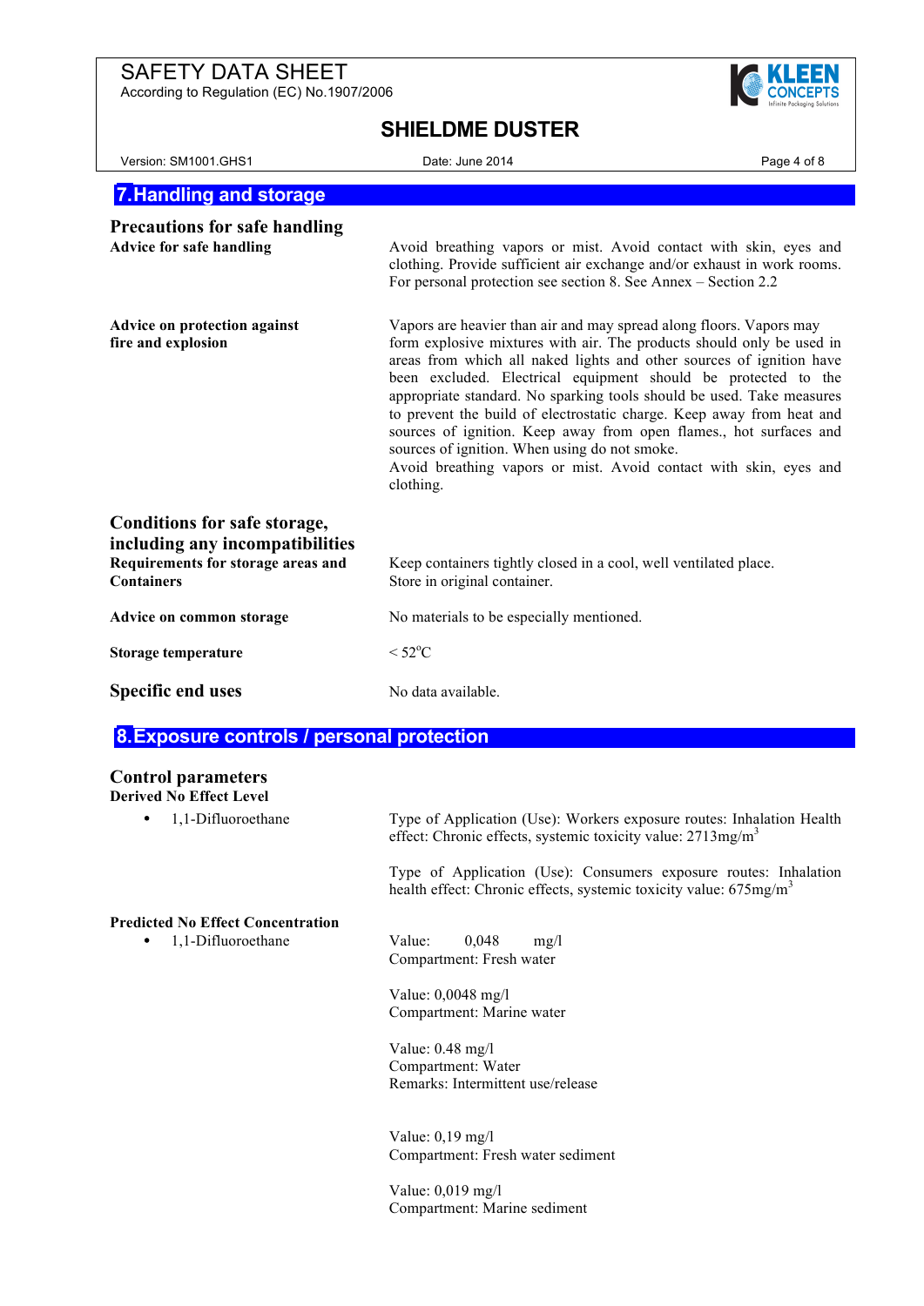## 7. Handling and storage

### Precautions for safe handling

| | |
|---|---|
| **Advice for safe handling** | Avoid breathing vapors or mist. Avoid contact with skin, eyes and clothing. Provide sufficient air exchange and/or exhaust in work rooms. For personal protection see section 8. See Annex – Section 2.2 |
| **Advice on protection against fire and explosion** | Vapors are heavier than air and may spread along floors. Vapors may form explosive mixtures with air. The products should only be used in areas from which all naked lights and other sources of ignition have been excluded. Electrical equipment should be protected to the appropriate standard. No sparking tools should be used. Take measures to prevent the build of electrostatic charge. Keep away from heat and sources of ignition. Keep away from open flames., hot surfaces and sources of ignition. When using do not smoke. Avoid breathing vapors or mist. Avoid contact with skin, eyes and clothing. |

### Conditions for safe storage, including any incompatibilities

| | |
|---|---|
| **Requirements for storage areas and Containers** | Keep containers tightly closed in a cool, well ventilated place. Store in original container. |
| **Advice on common storage** | No materials to be especially mentioned. |
| **Storage temperature** | < 52$^{o}$C |

### Specific end uses

No data available.

## 8. Exposure controls / personal protection

### Control parameters

**Derived No Effect Level**

- 1,1-Difluoroethane

  Type of Application (Use): Workers exposure routes: Inhalation Health effect: Chronic effects, systemic toxicity value: 2713mg/m$^3$

  Type of Application (Use): Consumers exposure routes: Inhalation health effect: Chronic effects, systemic toxicity value: 675mg/m$^3$

**Predicted No Effect Concentration**

- 1,1-Difluoroethane

  Value: 0,048 mg/l
  Compartment: Fresh water

  Value: 0,0048 mg/l
  Compartment: Marine water

  Value: 0.48 mg/l
  Compartment: Water
  Remarks: Intermittent use/release

  Value: 0,19 mg/l
  Compartment: Fresh water sediment

  Value: 0,019 mg/l
  Compartment: Marine sediment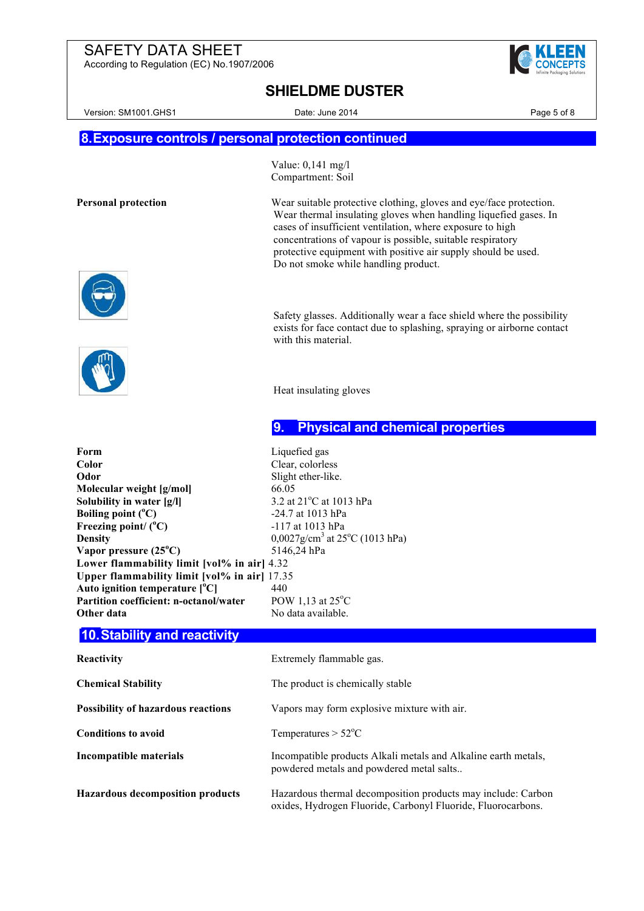## 8. Exposure controls / personal protection continued

Value: 0,141 mg/l
Compartment: Soil

**Personal protection**

Wear suitable protective clothing, gloves and eye/face protection. Wear thermal insulating gloves when handling liquefied gases. In cases of insufficient ventilation, where exposure to high concentrations of vapour is possible, suitable respiratory protective equipment with positive air supply should be used. Do not smoke while handling product.

Safety glasses. Additionally wear a face shield where the possibility exists for face contact due to splashing, spraying or airborne contact with this material.

Heat insulating gloves

## 9. Physical and chemical properties

| | |
|---|---|
| **Form** | Liquefied gas |
| **Color** | Clear, colorless |
| **Odor** | Slight ether-like. |
| **Molecular weight [g/mol]** | 66.05 |
| **Solubility in water [g/l]** | 3.2 at 21°C at 1013 hPa |
| **Boiling point (°C)** | -24.7 at 1013 hPa |
| **Freezing point/ (°C)** | -117 at 1013 hPa |
| **Density** | 0,0027g/cm$^3$ at 25°C (1013 hPa) |
| **Vapor pressure (25°C)** | 5146,24 hPa |
| **Lower flammability limit [vol% in air]** | 4.32 |
| **Upper flammability limit [vol% in air]** | 17.35 |
| **Auto ignition temperature [°C]** | 440 |
| **Partition coefficient: n-octanol/water** | POW 1,13 at 25°C |
| **Other data** | No data available. |

## 10. Stability and reactivity

| | |
|---|---|
| **Reactivity** | Extremely flammable gas. |
| **Chemical Stability** | The product is chemically stable |
| **Possibility of hazardous reactions** | Vapors may form explosive mixture with air. |
| **Conditions to avoid** | Temperatures > 52°C |
| **Incompatible materials** | Incompatible products Alkali metals and Alkaline earth metals, powdered metals and powdered metal salts.. |
| **Hazardous decomposition products** | Hazardous thermal decomposition products may include: Carbon oxides, Hydrogen Fluoride, Carbonyl Fluoride, Fluorocarbons. |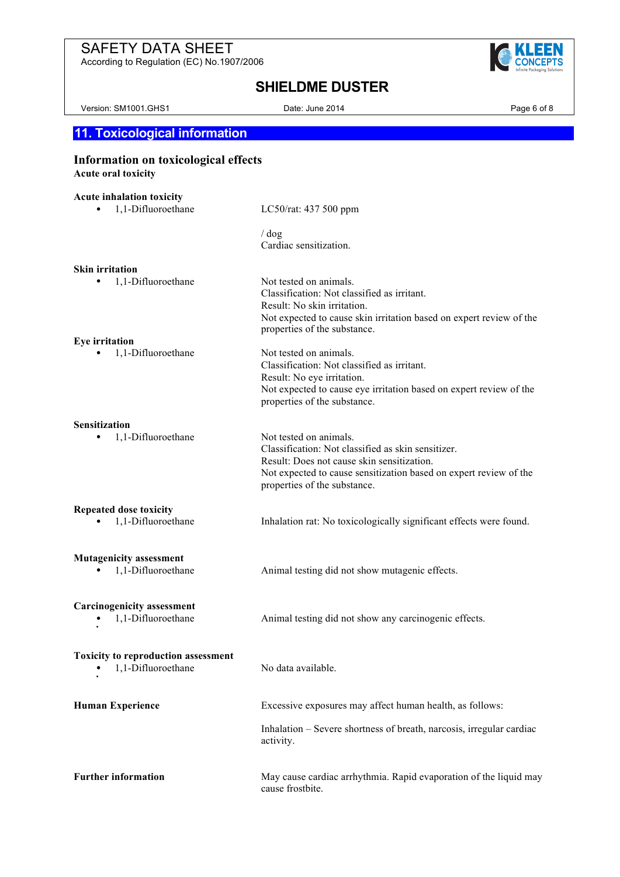## 11. Toxicological information

### Information on toxicological effects

**Acute oral toxicity**

**Acute inhalation toxicity**

- 1,1-Difluoroethane

  LC50/rat: 437 500 ppm

  / dog
  Cardiac sensitization.

**Skin irritation**

- 1,1-Difluoroethane

  Not tested on animals.
  Classification: Not classified as irritant.
  Result: No skin irritation.
  Not expected to cause skin irritation based on expert review of the properties of the substance.

**Eye irritation**

- 1,1-Difluoroethane

  Not tested on animals.
  Classification: Not classified as irritant.
  Result: No eye irritation.
  Not expected to cause eye irritation based on expert review of the properties of the substance.

**Sensitization**

- 1,1-Difluoroethane

  Not tested on animals.
  Classification: Not classified as skin sensitizer.
  Result: Does not cause skin sensitization.
  Not expected to cause sensitization based on expert review of the properties of the substance.

**Repeated dose toxicity**

- 1,1-Difluoroethane

  Inhalation rat: No toxicologically significant effects were found.

**Mutagenicity assessment**

- 1,1-Difluoroethane

  Animal testing did not show mutagenic effects.

**Carcinogenicity assessment**

- 1,1-Difluoroethane

  Animal testing did not show any carcinogenic effects.

**Toxicity to reproduction assessment**

- 1,1-Difluoroethane

  No data available.

**Human Experience**

Excessive exposures may affect human health, as follows:

Inhalation – Severe shortness of breath, narcosis, irregular cardiac activity.

**Further information**

May cause cardiac arrhythmia. Rapid evaporation of the liquid may cause frostbite.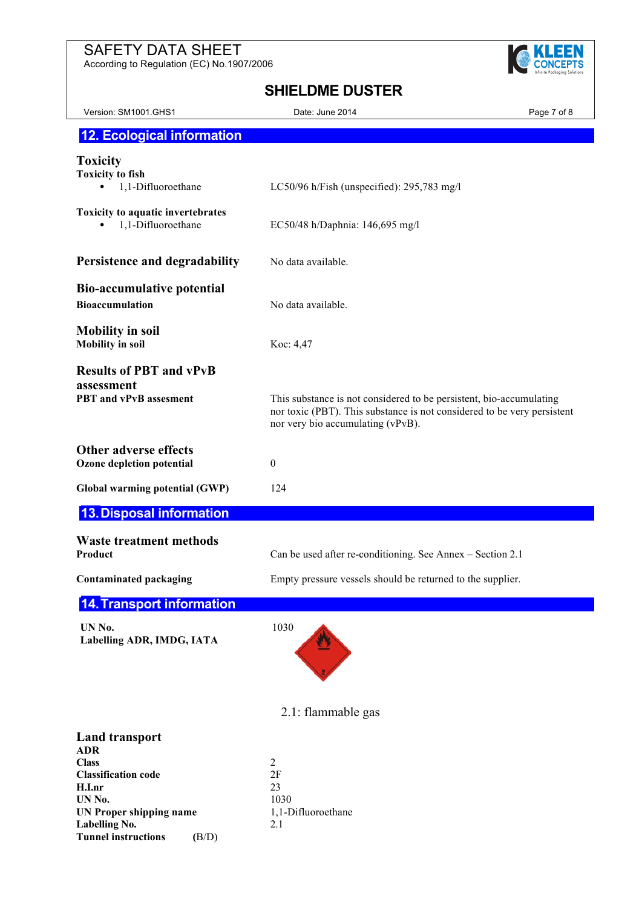## 12. Ecological information

### Toxicity

**Toxicity to fish**

- 1,1-Difluoroethane — LC50/96 h/Fish (unspecified): 295,783 mg/l

**Toxicity to aquatic invertebrates**

- 1,1-Difluoroethane — EC50/48 h/Daphnia: 146,695 mg/l

### Persistence and degradability

No data available.

### Bio-accumulative potential

**Bioaccumulation** — No data available.

### Mobility in soil

**Mobility in soil** — Koc: 4,47

### Results of PBT and vPvB assessment

**PBT and vPvB assesment** — This substance is not considered to be persistent, bio-accumulating nor toxic (PBT). This substance is not considered to be very persistent nor very bio accumulating (vPvB).

### Other adverse effects

**Ozone depletion potential** — 0

**Global warming potential (GWP)** — 124

## 13. Disposal information

### Waste treatment methods

**Product** — Can be used after re-conditioning. See Annex – Section 2.1

**Contaminated packaging** — Empty pressure vessels should be returned to the supplier.

## 14. Transport information

**UN No.** — 1030

**Labelling ADR, IMDG, IATA**

2.1: flammable gas

### Land transport

**ADR**

| | |
|---|---|
| **Class** | 2 |
| **Classification code** | 2F |
| **H.I.nr** | 23 |
| **UN No.** | 1030 |
| **UN Proper shipping name** | 1,1-Difluoroethane |
| **Labelling No.** | 2.1 |
| **Tunnel instructions** (B/D) | |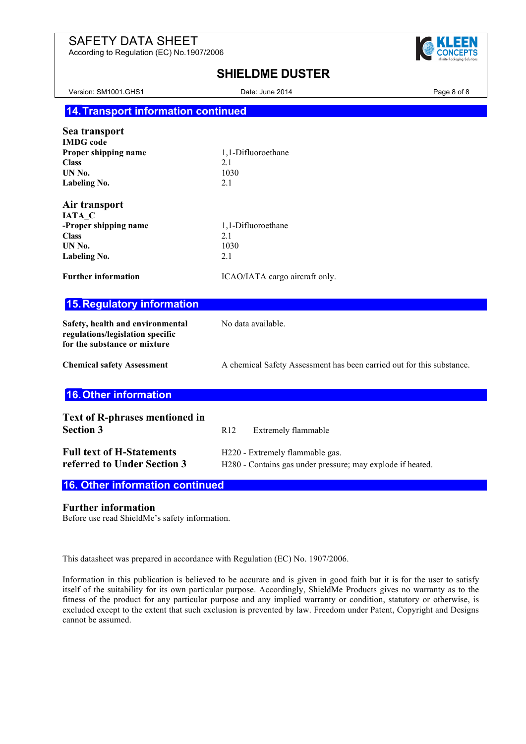## 14. Transport information continued

### Sea transport

**IMDG code**

| | |
|---|---|
| **Proper shipping name** | 1,1-Difluoroethane |
| **Class** | 2.1 |
| **UN No.** | 1030 |
| **Labeling No.** | 2.1 |

### Air transport

**IATA_C**

| | |
|---|---|
| **-Proper shipping name** | 1,1-Difluoroethane |
| **Class** | 2.1 |
| **UN No.** | 1030 |
| **Labeling No.** | 2.1 |

| | |
|---|---|
| **Further information** | ICAO/IATA cargo aircraft only. |

## 15. Regulatory information

| | |
|---|---|
| **Safety, health and environmental regulations/legislation specific for the substance or mixture** | No data available. |
| **Chemical safety Assessment** | A chemical Safety Assessment has been carried out for this substance. |

## 16. Other information

| | |
|---|---|
| **Text of R-phrases mentioned in Section 3** | R12 Extremely flammable |
| **Full text of H-Statements referred to Under Section 3** | H220 - Extremely flammable gas.<br>H280 - Contains gas under pressure; may explode if heated. |

## 16. Other information continued

### Further information

Before use read ShieldMe's safety information.

This datasheet was prepared in accordance with Regulation (EC) No. 1907/2006.

Information in this publication is believed to be accurate and is given in good faith but it is for the user to satisfy itself of the suitability for its own particular purpose. Accordingly, ShieldMe Products gives no warranty as to the fitness of the product for any particular purpose and any implied warranty or condition, statutory or otherwise, is excluded except to the extent that such exclusion is prevented by law. Freedom under Patent, Copyright and Designs cannot be assumed.